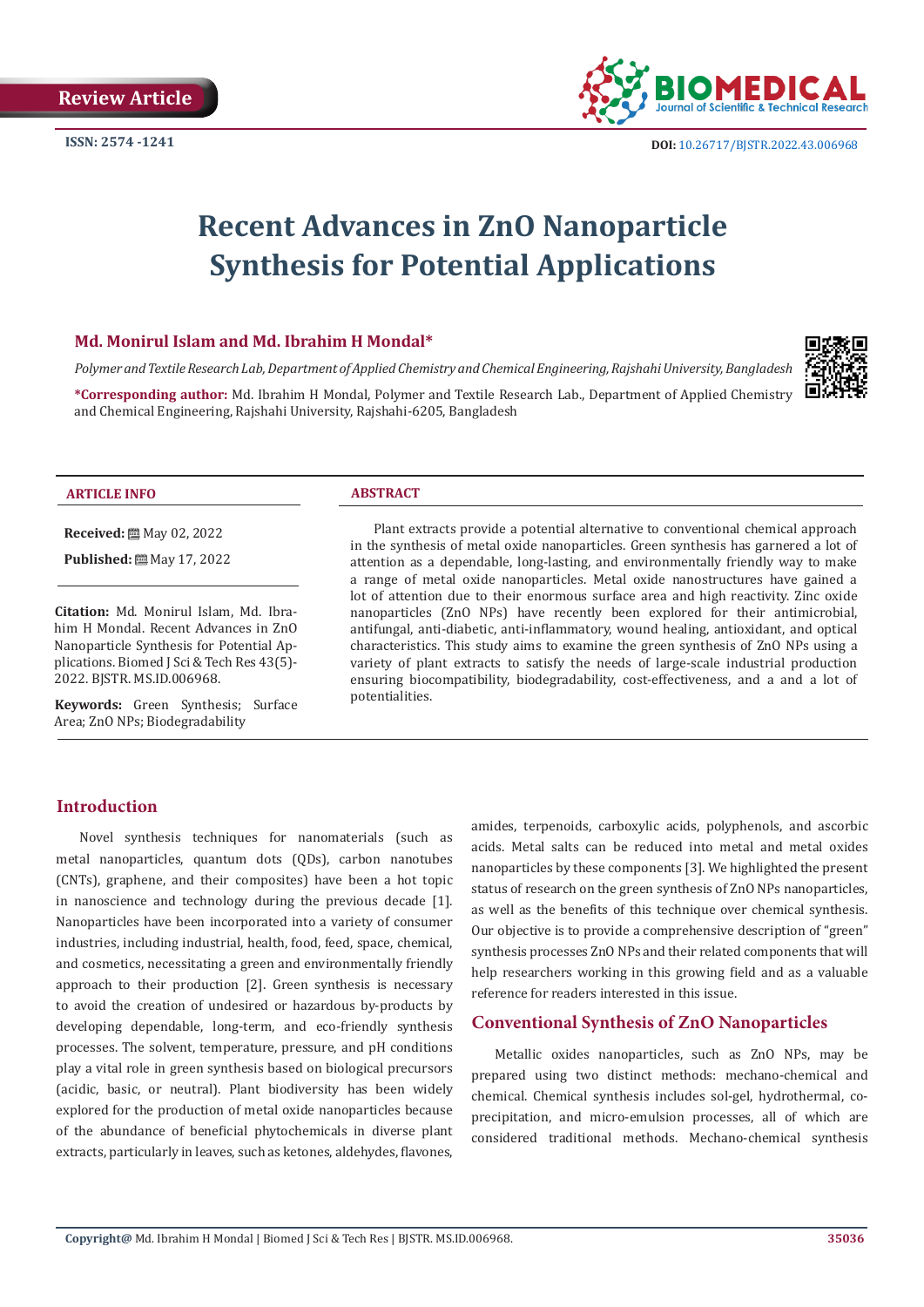Review Article

ISSN: 2574 -1241

DOI: 10.26717/BJSTR.2022.43.006968

# Recent Advances in ZnO Nanoparticle Synthesis for Potential Applications

**Md. Monirul Islam and Md. Ibrahim H Mondal***

*Polymer and Textile Research Lab, Department of Applied Chemistry and Chemical Engineering, Rajshahi University, Bangladesh*

***Corresponding author:** Md. Ibrahim H Mondal, Polymer and Textile Research Lab., Department of Applied Chemistry and Chemical Engineering, Rajshahi University, Rajshahi-6205, Bangladesh

**ARTICLE INFO**

**Received:** May 02, 2022

**Published:** May 17, 2022

**Citation:** Md. Monirul Islam, Md. Ibrahim H Mondal. Recent Advances in ZnO Nanoparticle Synthesis for Potential Applications. Biomed J Sci & Tech Res 43(5)-2022. BJSTR. MS.ID.006968.

**Keywords:** Green Synthesis; Surface Area; ZnO NPs; Biodegradability

**ABSTRACT**

Plant extracts provide a potential alternative to conventional chemical approach in the synthesis of metal oxide nanoparticles. Green synthesis has garnered a lot of attention as a dependable, long-lasting, and environmentally friendly way to make a range of metal oxide nanoparticles. Metal oxide nanostructures have gained a lot of attention due to their enormous surface area and high reactivity. Zinc oxide nanoparticles (ZnO NPs) have recently been explored for their antimicrobial, antifungal, anti-diabetic, anti-inflammatory, wound healing, antioxidant, and optical characteristics. This study aims to examine the green synthesis of ZnO NPs using a variety of plant extracts to satisfy the needs of large-scale industrial production ensuring biocompatibility, biodegradability, cost-effectiveness, and a and a lot of potentialities.

## Introduction

Novel synthesis techniques for nanomaterials (such as metal nanoparticles, quantum dots (QDs), carbon nanotubes (CNTs), graphene, and their composites) have been a hot topic in nanoscience and technology during the previous decade [1]. Nanoparticles have been incorporated into a variety of consumer industries, including industrial, health, food, feed, space, chemical, and cosmetics, necessitating a green and environmentally friendly approach to their production [2]. Green synthesis is necessary to avoid the creation of undesired or hazardous by-products by developing dependable, long-term, and eco-friendly synthesis processes. The solvent, temperature, pressure, and pH conditions play a vital role in green synthesis based on biological precursors (acidic, basic, or neutral). Plant biodiversity has been widely explored for the production of metal oxide nanoparticles because of the abundance of beneficial phytochemicals in diverse plant extracts, particularly in leaves, such as ketones, aldehydes, flavones, amides, terpenoids, carboxylic acids, polyphenols, and ascorbic acids. Metal salts can be reduced into metal and metal oxides nanoparticles by these components [3]. We highlighted the present status of research on the green synthesis of ZnO NPs nanoparticles, as well as the benefits of this technique over chemical synthesis. Our objective is to provide a comprehensive description of "green" synthesis processes ZnO NPs and their related components that will help researchers working in this growing field and as a valuable reference for readers interested in this issue.

## Conventional Synthesis of ZnO Nanoparticles

Metallic oxides nanoparticles, such as ZnO NPs, may be prepared using two distinct methods: mechano-chemical and chemical. Chemical synthesis includes sol-gel, hydrothermal, co-precipitation, and micro-emulsion processes, all of which are considered traditional methods. Mechano-chemical synthesis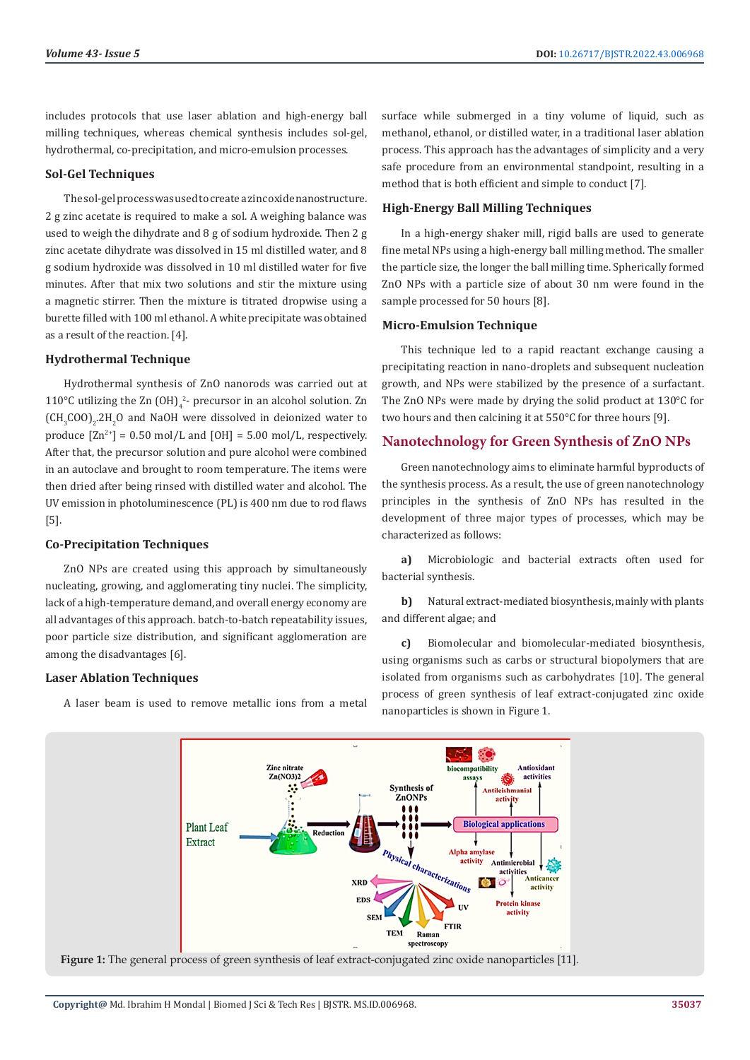includes protocols that use laser ablation and high-energy ball milling techniques, whereas chemical synthesis includes sol-gel, hydrothermal, co-precipitation, and micro-emulsion processes.

### Sol-Gel Techniques

The sol-gel process was used to create a zinc oxide nanostructure. 2 g zinc acetate is required to make a sol. A weighing balance was used to weigh the dihydrate and 8 g of sodium hydroxide. Then 2 g zinc acetate dihydrate was dissolved in 15 ml distilled water, and 8 g sodium hydroxide was dissolved in 10 ml distilled water for five minutes. After that mix two solutions and stir the mixture using a magnetic stirrer. Then the mixture is titrated dropwise using a burette filled with 100 ml ethanol. A white precipitate was obtained as a result of the reaction. [4].

### Hydrothermal Technique

Hydrothermal synthesis of ZnO nanorods was carried out at 110°C utilizing the $Zn(OH)_4^{2-}$ precursor in an alcohol solution. $Zn(CH_3COO)_2.2H_2O$ and NaOH were dissolved in deionized water to produce $[Zn^{2+}]$ = 0.50 mol/L and [OH] = 5.00 mol/L, respectively. After that, the precursor solution and pure alcohol were combined in an autoclave and brought to room temperature. The items were then dried after being rinsed with distilled water and alcohol. The UV emission in photoluminescence (PL) is 400 nm due to rod flaws [5].

### Co-Precipitation Techniques

ZnO NPs are created using this approach by simultaneously nucleating, growing, and agglomerating tiny nuclei. The simplicity, lack of a high-temperature demand, and overall energy economy are all advantages of this approach. batch-to-batch repeatability issues, poor particle size distribution, and significant agglomeration are among the disadvantages [6].

### Laser Ablation Techniques

A laser beam is used to remove metallic ions from a metal surface while submerged in a tiny volume of liquid, such as methanol, ethanol, or distilled water, in a traditional laser ablation process. This approach has the advantages of simplicity and a very safe procedure from an environmental standpoint, resulting in a method that is both efficient and simple to conduct [7].

### High-Energy Ball Milling Techniques

In a high-energy shaker mill, rigid balls are used to generate fine metal NPs using a high-energy ball milling method. The smaller the particle size, the longer the ball milling time. Spherically formed ZnO NPs with a particle size of about 30 nm were found in the sample processed for 50 hours [8].

### Micro-Emulsion Technique

This technique led to a rapid reactant exchange causing a precipitating reaction in nano-droplets and subsequent nucleation growth, and NPs were stabilized by the presence of a surfactant. The ZnO NPs were made by drying the solid product at 130°C for two hours and then calcining it at 550°C for three hours [9].

## Nanotechnology for Green Synthesis of ZnO NPs

Green nanotechnology aims to eliminate harmful byproducts of the synthesis process. As a result, the use of green nanotechnology principles in the synthesis of ZnO NPs has resulted in the development of three major types of processes, which may be characterized as follows:

**a)** Microbiologic and bacterial extracts often used for bacterial synthesis.

**b)** Natural extract-mediated biosynthesis, mainly with plants and different algae; and

**c)** Biomolecular and biomolecular-mediated biosynthesis, using organisms such as carbs or structural biopolymers that are isolated from organisms such as carbohydrates [10]. The general process of green synthesis of leaf extract-conjugated zinc oxide nanoparticles is shown in Figure 1.

**Figure 1:** The general process of green synthesis of leaf extract-conjugated zinc oxide nanoparticles [11].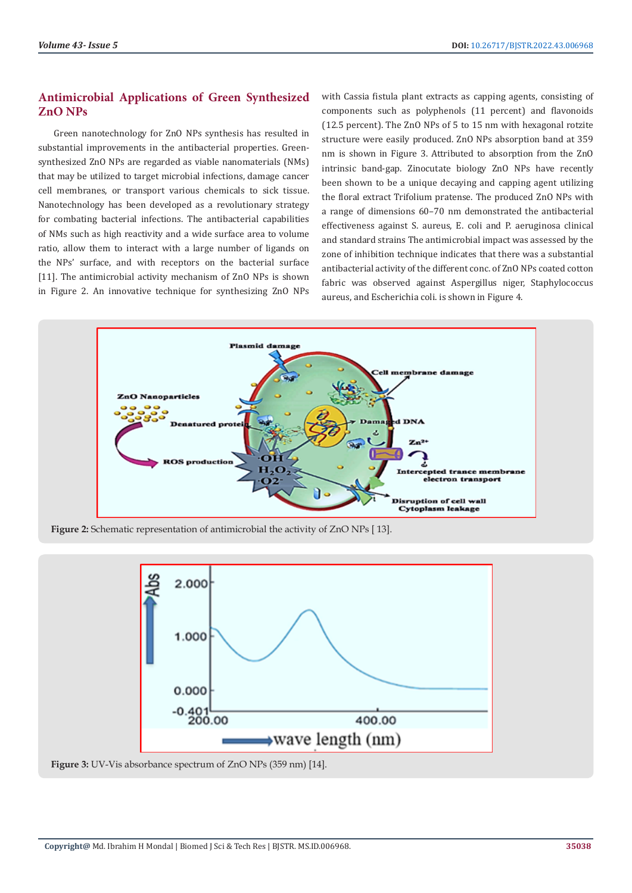## Antimicrobial Applications of Green Synthesized ZnO NPs

Green nanotechnology for ZnO NPs synthesis has resulted in substantial improvements in the antibacterial properties. Green-synthesized ZnO NPs are regarded as viable nanomaterials (NMs) that may be utilized to target microbial infections, damage cancer cell membranes, or transport various chemicals to sick tissue. Nanotechnology has been developed as a revolutionary strategy for combating bacterial infections. The antibacterial capabilities of NMs such as high reactivity and a wide surface area to volume ratio, allow them to interact with a large number of ligands on the NPs' surface, and with receptors on the bacterial surface [11]. The antimicrobial activity mechanism of ZnO NPs is shown in Figure 2. An innovative technique for synthesizing ZnO NPs with Cassia fistula plant extracts as capping agents, consisting of components such as polyphenols (11 percent) and flavonoids (12.5 percent). The ZnO NPs of 5 to 15 nm with hexagonal rotzite structure were easily produced. ZnO NPs absorption band at 359 nm is shown in Figure 3. Attributed to absorption from the ZnO intrinsic band-gap. Zinocutate biology ZnO NPs have recently been shown to be a unique decaying and capping agent utilizing the floral extract Trifolium pratense. The produced ZnO NPs with a range of dimensions 60–70 nm demonstrated the antibacterial effectiveness against S. aureus, E. coli and P. aeruginosa clinical and standard strains The antimicrobial impact was assessed by the zone of inhibition technique indicates that there was a substantial antibacterial activity of the different conc. of ZnO NPs coated cotton fabric was observed against Aspergillus niger, Staphylococcus aureus, and Escherichia coli. is shown in Figure 4.

**Figure 2:** Schematic representation of antimicrobial the activity of ZnO NPs [ 13].

**Figure 3:** UV-Vis absorbance spectrum of ZnO NPs (359 nm) [14].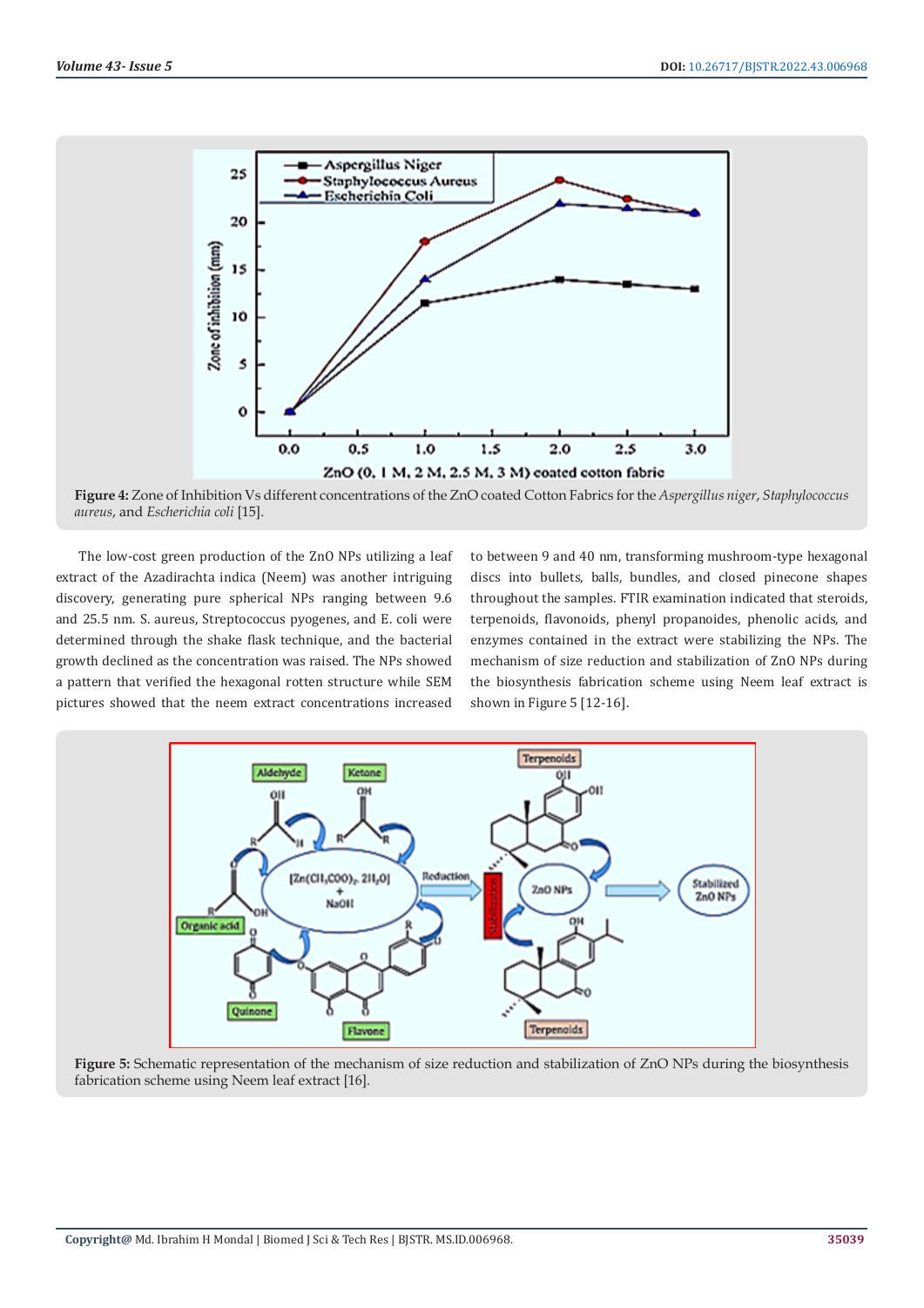**Figure 4:** Zone of Inhibition Vs different concentrations of the ZnO coated Cotton Fabrics for the *Aspergillus niger*, *Staphylococcus aureus*, and *Escherichia coli* [15].

The low-cost green production of the ZnO NPs utilizing a leaf extract of the Azadirachta indica (Neem) was another intriguing discovery, generating pure spherical NPs ranging between 9.6 and 25.5 nm. S. aureus, Streptococcus pyogenes, and E. coli were determined through the shake flask technique, and the bacterial growth declined as the concentration was raised. The NPs showed a pattern that verified the hexagonal rotten structure while SEM pictures showed that the neem extract concentrations increased to between 9 and 40 nm, transforming mushroom-type hexagonal discs into bullets, balls, bundles, and closed pinecone shapes throughout the samples. FTIR examination indicated that steroids, terpenoids, flavonoids, phenyl propanoides, phenolic acids, and enzymes contained in the extract were stabilizing the NPs. The mechanism of size reduction and stabilization of ZnO NPs during the biosynthesis fabrication scheme using Neem leaf extract is shown in Figure 5 [12-16].

**Figure 5:** Schematic representation of the mechanism of size reduction and stabilization of ZnO NPs during the biosynthesis fabrication scheme using Neem leaf extract [16].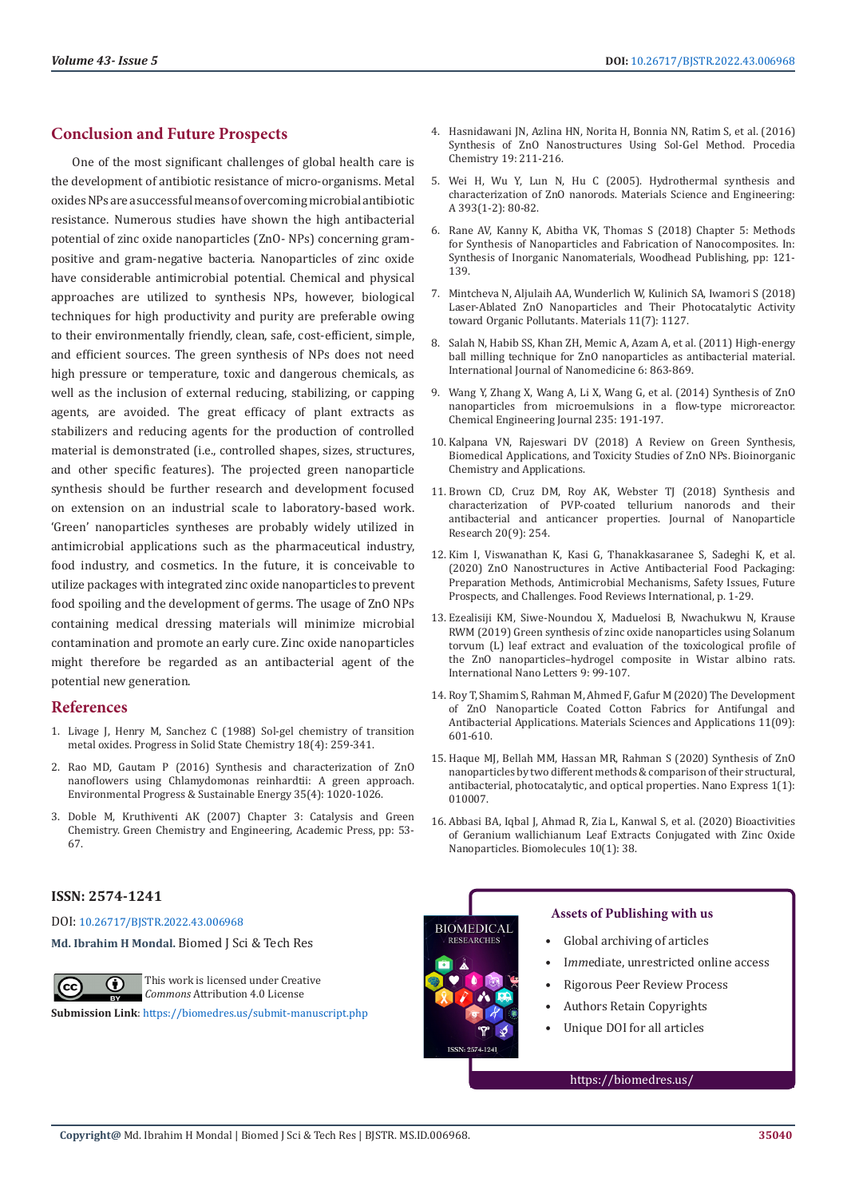## Conclusion and Future Prospects

One of the most significant challenges of global health care is the development of antibiotic resistance of micro-organisms. Metal oxides NPs are a successful means of overcoming microbial antibiotic resistance. Numerous studies have shown the high antibacterial potential of zinc oxide nanoparticles (ZnO- NPs) concerning gram-positive and gram-negative bacteria. Nanoparticles of zinc oxide have considerable antimicrobial potential. Chemical and physical approaches are utilized to synthesis NPs, however, biological techniques for high productivity and purity are preferable owing to their environmentally friendly, clean, safe, cost-efficient, simple, and efficient sources. The green synthesis of NPs does not need high pressure or temperature, toxic and dangerous chemicals, as well as the inclusion of external reducing, stabilizing, or capping agents, are avoided. The great efficacy of plant extracts as stabilizers and reducing agents for the production of controlled material is demonstrated (i.e., controlled shapes, sizes, structures, and other specific features). The projected green nanoparticle synthesis should be further research and development focused on extension on an industrial scale to laboratory-based work. 'Green' nanoparticles syntheses are probably widely utilized in antimicrobial applications such as the pharmaceutical industry, food industry, and cosmetics. In the future, it is conceivable to utilize packages with integrated zinc oxide nanoparticles to prevent food spoiling and the development of germs. The usage of ZnO NPs containing medical dressing materials will minimize microbial contamination and promote an early cure. Zinc oxide nanoparticles might therefore be regarded as an antibacterial agent of the potential new generation.

## References

1. Livage J, Henry M, Sanchez C (1988) Sol-gel chemistry of transition metal oxides. Progress in Solid State Chemistry 18(4): 259-341.
2. Rao MD, Gautam P (2016) Synthesis and characterization of ZnO nanoflowers using Chlamydomonas reinhardtii: A green approach. Environmental Progress & Sustainable Energy 35(4): 1020-1026.
3. Doble M, Kruthiventi AK (2007) Chapter 3: Catalysis and Green Chemistry. Green Chemistry and Engineering, Academic Press, pp: 53-67.
4. Hasnidawani JN, Azlina HN, Norita H, Bonnia NN, Ratim S, et al. (2016) Synthesis of ZnO Nanostructures Using Sol-Gel Method. Procedia Chemistry 19: 211-216.
5. Wei H, Wu Y, Lun N, Hu C (2005). Hydrothermal synthesis and characterization of ZnO nanorods. Materials Science and Engineering: A 393(1-2): 80-82.
6. Rane AV, Kanny K, Abitha VK, Thomas S (2018) Chapter 5: Methods for Synthesis of Nanoparticles and Fabrication of Nanocomposites. In: Synthesis of Inorganic Nanomaterials, Woodhead Publishing, pp: 121-139.
7. Mintcheva N, Aljulaih AA, Wunderlich W, Kulinich SA, Iwamori S (2018) Laser-Ablated ZnO Nanoparticles and Their Photocatalytic Activity toward Organic Pollutants. Materials 11(7): 1127.
8. Salah N, Habib SS, Khan ZH, Memic A, Azam A, et al. (2011) High-energy ball milling technique for ZnO nanoparticles as antibacterial material. International Journal of Nanomedicine 6: 863-869.
9. Wang Y, Zhang X, Wang A, Li X, Wang G, et al. (2014) Synthesis of ZnO nanoparticles from microemulsions in a flow-type microreactor. Chemical Engineering Journal 235: 191-197.
10. Kalpana VN, Rajeswari DV (2018) A Review on Green Synthesis, Biomedical Applications, and Toxicity Studies of ZnO NPs. Bioinorganic Chemistry and Applications.
11. Brown CD, Cruz DM, Roy AK, Webster TJ (2018) Synthesis and characterization of PVP-coated tellurium nanorods and their antibacterial and anticancer properties. Journal of Nanoparticle Research 20(9): 254.
12. Kim I, Viswanathan K, Kasi G, Thanakkasaranee S, Sadeghi K, et al. (2020) ZnO Nanostructures in Active Antibacterial Food Packaging: Preparation Methods, Antimicrobial Mechanisms, Safety Issues, Future Prospects, and Challenges. Food Reviews International, p. 1-29.
13. Ezealisiji KM, Siwe-Noundou X, Maduelosi B, Nwachukwu N, Krause RWM (2019) Green synthesis of zinc oxide nanoparticles using Solanum torvum (L) leaf extract and evaluation of the toxicological profile of the ZnO nanoparticles–hydrogel composite in Wistar albino rats. International Nano Letters 9: 99-107.
14. Roy T, Shamim S, Rahman M, Ahmed F, Gafur M (2020) The Development of ZnO Nanoparticle Coated Cotton Fabrics for Antifungal and Antibacterial Applications. Materials Sciences and Applications 11(09): 601-610.
15. Haque MJ, Bellah MM, Hassan MR, Rahman S (2020) Synthesis of ZnO nanoparticles by two different methods & comparison of their structural, antibacterial, photocatalytic, and optical properties. Nano Express 1(1): 010007.
16. Abbasi BA, Iqbal J, Ahmad R, Zia L, Kanwal S, et al. (2020) Bioactivities of Geranium wallichianum Leaf Extracts Conjugated with Zinc Oxide Nanoparticles. Biomolecules 10(1): 38.

**ISSN: 2574-1241**

DOI: 10.26717/BJSTR.2022.43.006968

**Md. Ibrahim H Mondal.** Biomed J Sci & Tech Res

This work is licensed under Creative *Commons* Attribution 4.0 License

**Submission Link**: https://biomedres.us/submit-manuscript.php

**Assets of Publishing with us**

- Global archiving of articles
- Immediate, unrestricted online access
- Rigorous Peer Review Process
- Authors Retain Copyrights
- Unique DOI for all articles

https://biomedres.us/